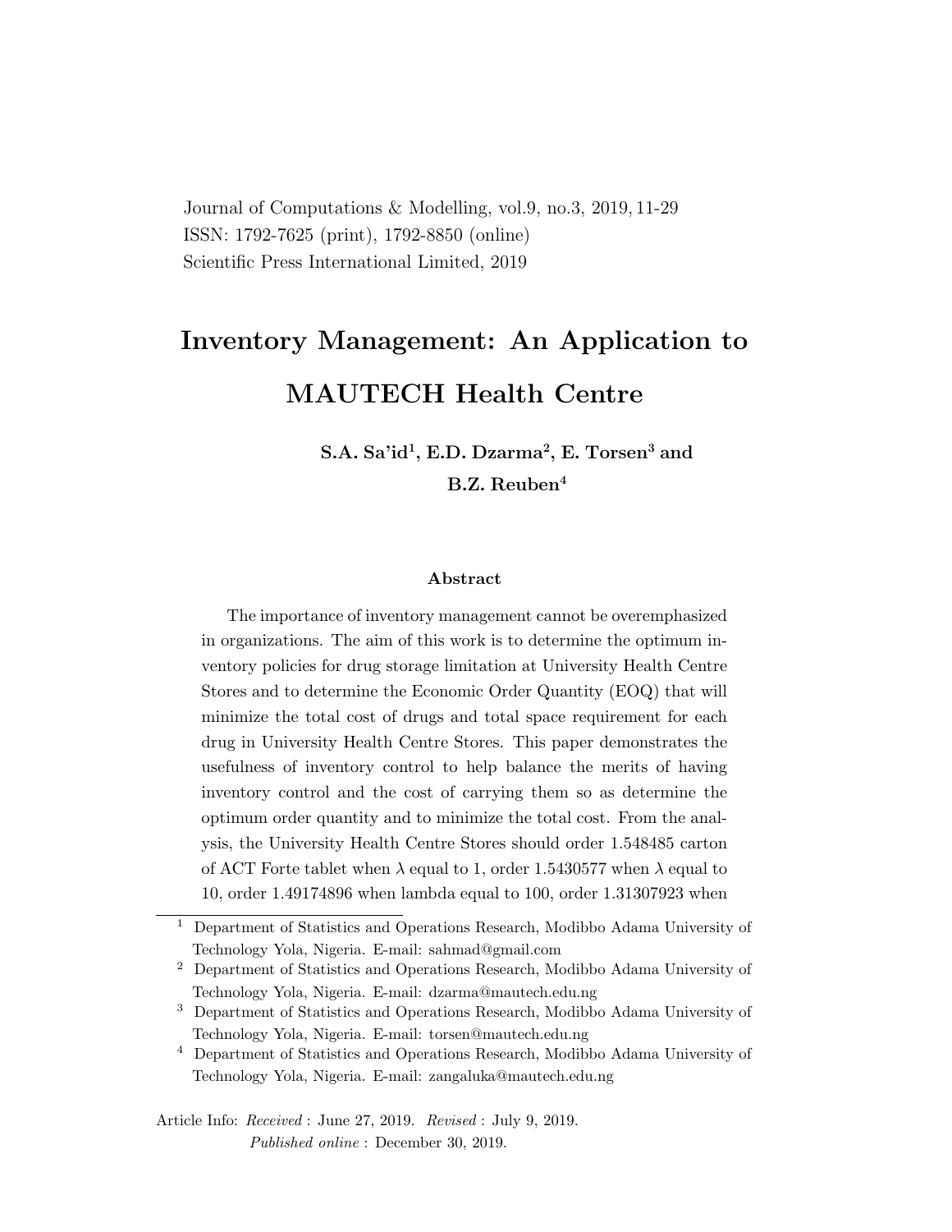Journal of Computations & Modelling, vol.9, no.3, 2019, 11-29
ISSN: 1792-7625 (print), 1792-8850 (online)
Scientific Press International Limited, 2019

# Inventory Management: An Application to MAUTECH Health Centre

**S.A. Sa'id[1], E.D. Dzarma[2], E. Torsen[3] and B.Z. Reuben[4]**

### Abstract

The importance of inventory management cannot be overemphasized in organizations. The aim of this work is to determine the optimum inventory policies for drug storage limitation at University Health Centre Stores and to determine the Economic Order Quantity (EOQ) that will minimize the total cost of drugs and total space requirement for each drug in University Health Centre Stores. This paper demonstrates the usefulness of inventory control to help balance the merits of having inventory control and the cost of carrying them so as determine the optimum order quantity and to minimize the total cost. From the analysis, the University Health Centre Stores should order 1.548485 carton of ACT Forte tablet when $\lambda$ equal to 1, order 1.5430577 when $\lambda$ equal to 10, order 1.49174896 when lambda equal to 100, order 1.31307923 when

---

[1] Department of Statistics and Operations Research, Modibbo Adama University of Technology Yola, Nigeria. E-mail: sahmad@gmail.com

[2] Department of Statistics and Operations Research, Modibbo Adama University of Technology Yola, Nigeria. E-mail: dzarma@mautech.edu.ng

[3] Department of Statistics and Operations Research, Modibbo Adama University of Technology Yola, Nigeria. E-mail: torsen@mautech.edu.ng

[4] Department of Statistics and Operations Research, Modibbo Adama University of Technology Yola, Nigeria. E-mail: zangaluka@mautech.edu.ng

Article Info: *Received* : June 27, 2019. *Revised* : July 9, 2019.
*Published online* : December 30, 2019.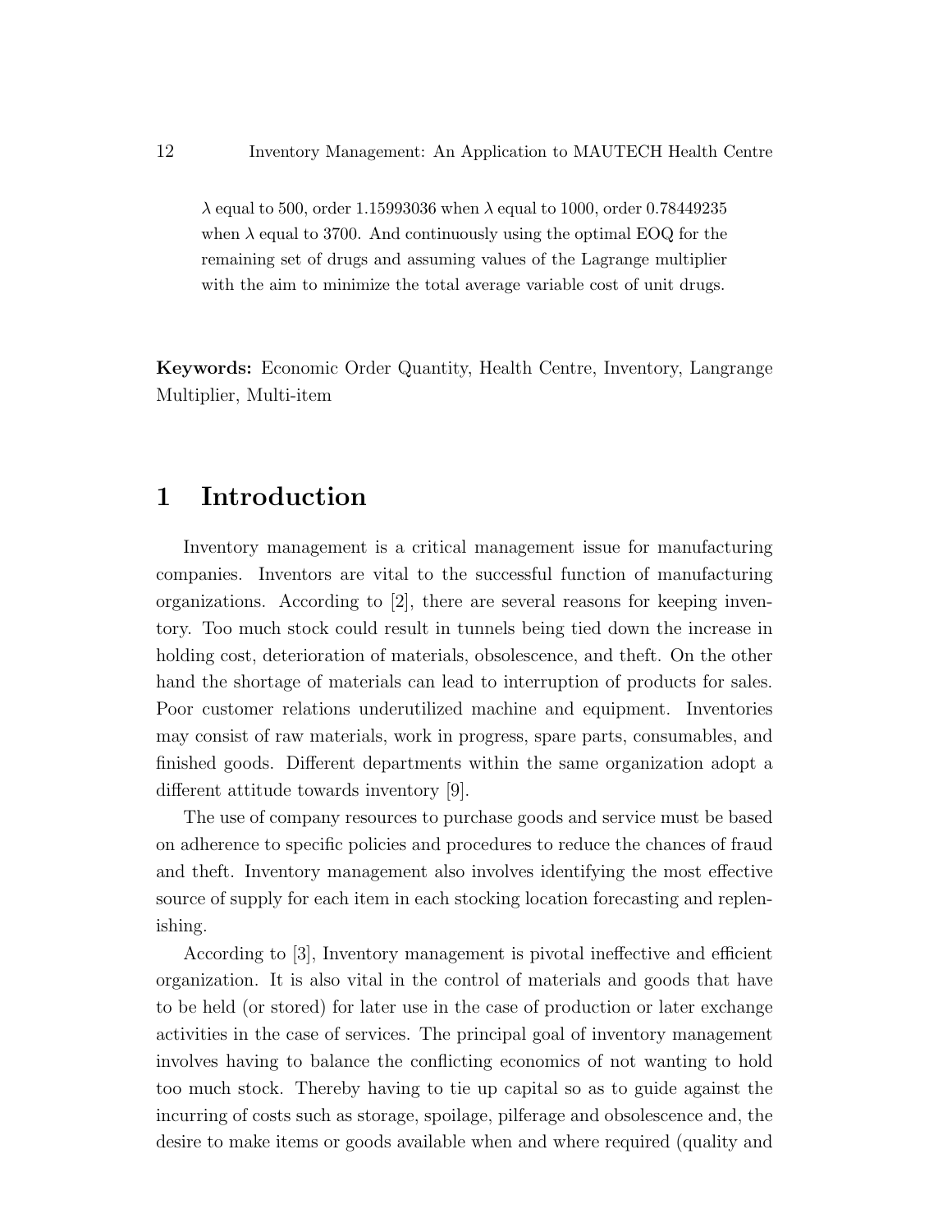$\lambda$ equal to 500, order 1.15993036 when $\lambda$ equal to 1000, order 0.78449235 when $\lambda$ equal to 3700. And continuously using the optimal EOQ for the remaining set of drugs and assuming values of the Lagrange multiplier with the aim to minimize the total average variable cost of unit drugs.

**Keywords:** Economic Order Quantity, Health Centre, Inventory, Langrange Multiplier, Multi-item

# 1 Introduction

Inventory management is a critical management issue for manufacturing companies. Inventors are vital to the successful function of manufacturing organizations. According to [2], there are several reasons for keeping inventory. Too much stock could result in tunnels being tied down the increase in holding cost, deterioration of materials, obsolescence, and theft. On the other hand the shortage of materials can lead to interruption of products for sales. Poor customer relations underutilized machine and equipment. Inventories may consist of raw materials, work in progress, spare parts, consumables, and finished goods. Different departments within the same organization adopt a different attitude towards inventory [9].

The use of company resources to purchase goods and service must be based on adherence to specific policies and procedures to reduce the chances of fraud and theft. Inventory management also involves identifying the most effective source of supply for each item in each stocking location forecasting and replenishing.

According to [3], Inventory management is pivotal ineffective and efficient organization. It is also vital in the control of materials and goods that have to be held (or stored) for later use in the case of production or later exchange activities in the case of services. The principal goal of inventory management involves having to balance the conflicting economics of not wanting to hold too much stock. Thereby having to tie up capital so as to guide against the incurring of costs such as storage, spoilage, pilferage and obsolescence and, the desire to make items or goods available when and where required (quality and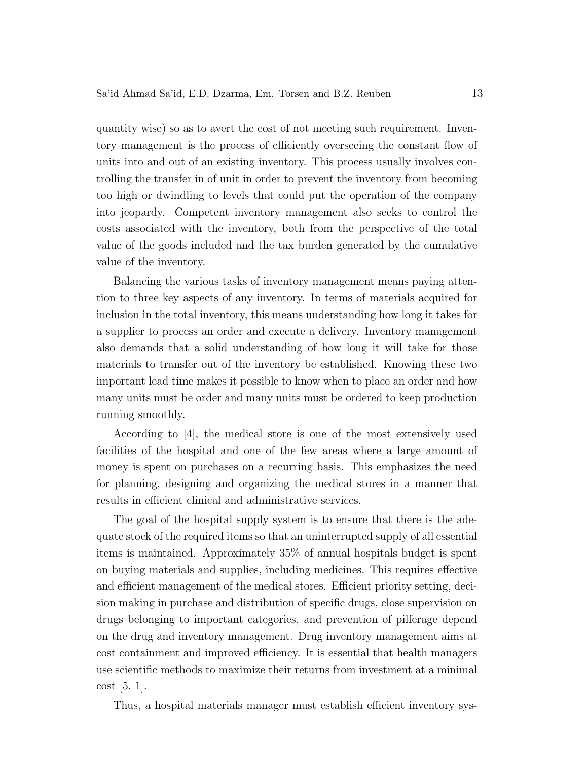quantity wise) so as to avert the cost of not meeting such requirement. Inventory management is the process of efficiently overseeing the constant flow of units into and out of an existing inventory. This process usually involves controlling the transfer in of unit in order to prevent the inventory from becoming too high or dwindling to levels that could put the operation of the company into jeopardy. Competent inventory management also seeks to control the costs associated with the inventory, both from the perspective of the total value of the goods included and the tax burden generated by the cumulative value of the inventory.

Balancing the various tasks of inventory management means paying attention to three key aspects of any inventory. In terms of materials acquired for inclusion in the total inventory, this means understanding how long it takes for a supplier to process an order and execute a delivery. Inventory management also demands that a solid understanding of how long it will take for those materials to transfer out of the inventory be established. Knowing these two important lead time makes it possible to know when to place an order and how many units must be order and many units must be ordered to keep production running smoothly.

According to [4], the medical store is one of the most extensively used facilities of the hospital and one of the few areas where a large amount of money is spent on purchases on a recurring basis. This emphasizes the need for planning, designing and organizing the medical stores in a manner that results in efficient clinical and administrative services.

The goal of the hospital supply system is to ensure that there is the adequate stock of the required items so that an uninterrupted supply of all essential items is maintained. Approximately 35% of annual hospitals budget is spent on buying materials and supplies, including medicines. This requires effective and efficient management of the medical stores. Efficient priority setting, decision making in purchase and distribution of specific drugs, close supervision on drugs belonging to important categories, and prevention of pilferage depend on the drug and inventory management. Drug inventory management aims at cost containment and improved efficiency. It is essential that health managers use scientific methods to maximize their returns from investment at a minimal cost [5, 1].

Thus, a hospital materials manager must establish efficient inventory sys-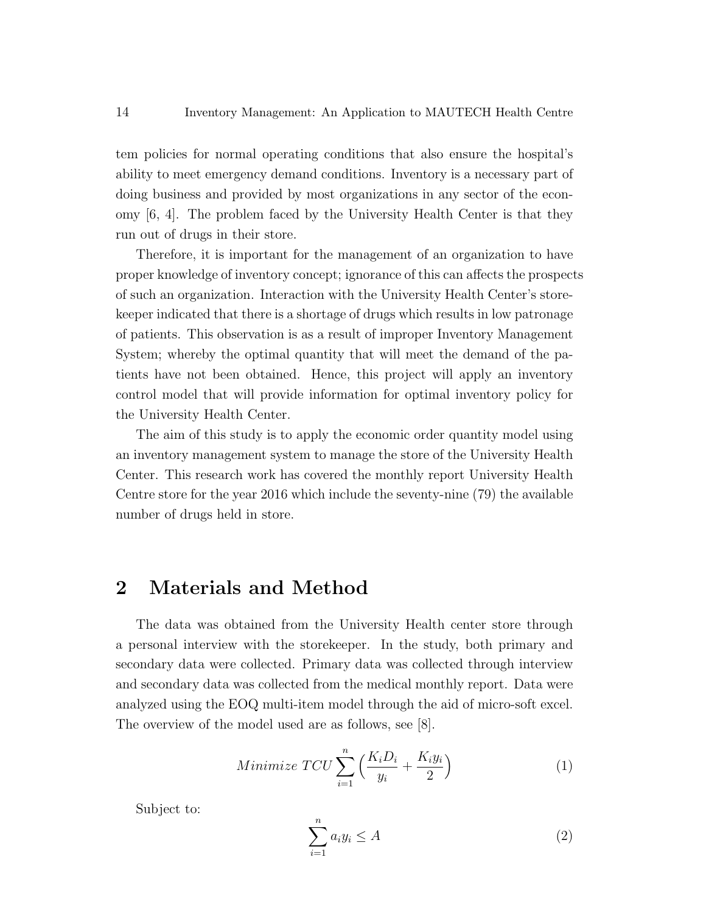tem policies for normal operating conditions that also ensure the hospital's ability to meet emergency demand conditions. Inventory is a necessary part of doing business and provided by most organizations in any sector of the economy [6, 4]. The problem faced by the University Health Center is that they run out of drugs in their store.

Therefore, it is important for the management of an organization to have proper knowledge of inventory concept; ignorance of this can affects the prospects of such an organization. Interaction with the University Health Center's storekeeper indicated that there is a shortage of drugs which results in low patronage of patients. This observation is as a result of improper Inventory Management System; whereby the optimal quantity that will meet the demand of the patients have not been obtained. Hence, this project will apply an inventory control model that will provide information for optimal inventory policy for the University Health Center.

The aim of this study is to apply the economic order quantity model using an inventory management system to manage the store of the University Health Center. This research work has covered the monthly report University Health Centre store for the year 2016 which include the seventy-nine (79) the available number of drugs held in store.

## 2 Materials and Method

The data was obtained from the University Health center store through a personal interview with the storekeeper. In the study, both primary and secondary data were collected. Primary data was collected through interview and secondary data was collected from the medical monthly report. Data were analyzed using the EOQ multi-item model through the aid of micro-soft excel. The overview of the model used are as follows, see [8].

$$Minimize\ TCU \sum_{i=1}^{n} \Big( \frac{K_i D_i}{y_i} + \frac{K_i y_i}{2} \Big) \tag{1}$$

Subject to:

$$\sum_{i=1}^{n} a_i y_i \leq A \tag{2}$$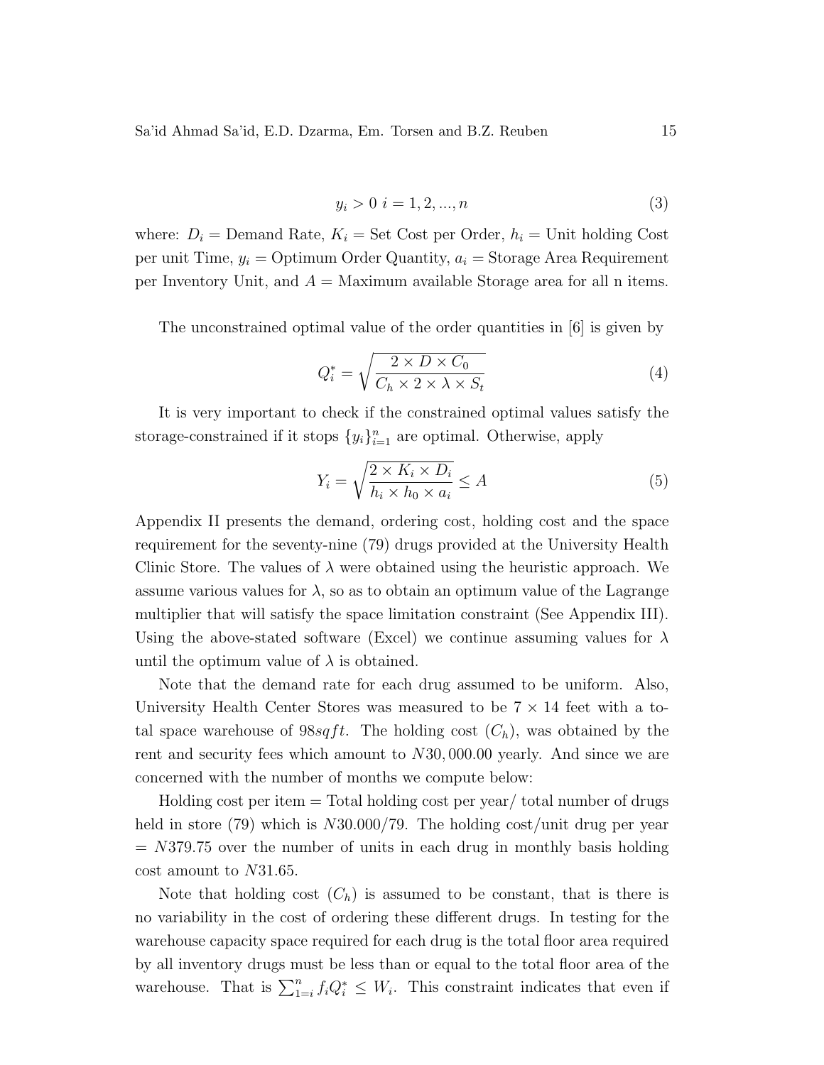$$y_i > 0 \ i = 1, 2, ..., n \tag{3}$$

where: $D_i$ = Demand Rate, $K_i$ = Set Cost per Order, $h_i$ = Unit holding Cost per unit Time, $y_i$ = Optimum Order Quantity, $a_i$ = Storage Area Requirement per Inventory Unit, and $A$ = Maximum available Storage area for all n items.

The unconstrained optimal value of the order quantities in [6] is given by

$$Q_i^* = \sqrt{\frac{2 \times D \times C_0}{C_h \times 2 \times \lambda \times S_t}} \tag{4}$$

It is very important to check if the constrained optimal values satisfy the storage-constrained if it stops $\{y_i\}_{i=1}^n$ are optimal. Otherwise, apply

$$Y_i = \sqrt{\frac{2 \times K_i \times D_i}{h_i \times h_0 \times a_i}} \leq A \tag{5}$$

Appendix II presents the demand, ordering cost, holding cost and the space requirement for the seventy-nine (79) drugs provided at the University Health Clinic Store. The values of $\lambda$ were obtained using the heuristic approach. We assume various values for $\lambda$, so as to obtain an optimum value of the Lagrange multiplier that will satisfy the space limitation constraint (See Appendix III). Using the above-stated software (Excel) we continue assuming values for $\lambda$ until the optimum value of $\lambda$ is obtained.

Note that the demand rate for each drug assumed to be uniform. Also, University Health Center Stores was measured to be $7 \times 14$ feet with a total space warehouse of $98sqft$. The holding cost ($C_h$), was obtained by the rent and security fees which amount to $N30,000.00$ yearly. And since we are concerned with the number of months we compute below:

Holding cost per item = Total holding cost per year/ total number of drugs held in store (79) which is $N30.000/79$. The holding cost/unit drug per year $= N379.75$ over the number of units in each drug in monthly basis holding cost amount to $N31.65$.

Note that holding cost ($C_h$) is assumed to be constant, that is there is no variability in the cost of ordering these different drugs. In testing for the warehouse capacity space required for each drug is the total floor area required by all inventory drugs must be less than or equal to the total floor area of the warehouse. That is $\sum_{1=i}^{n} f_i Q_i^* \leq W_i$. This constraint indicates that even if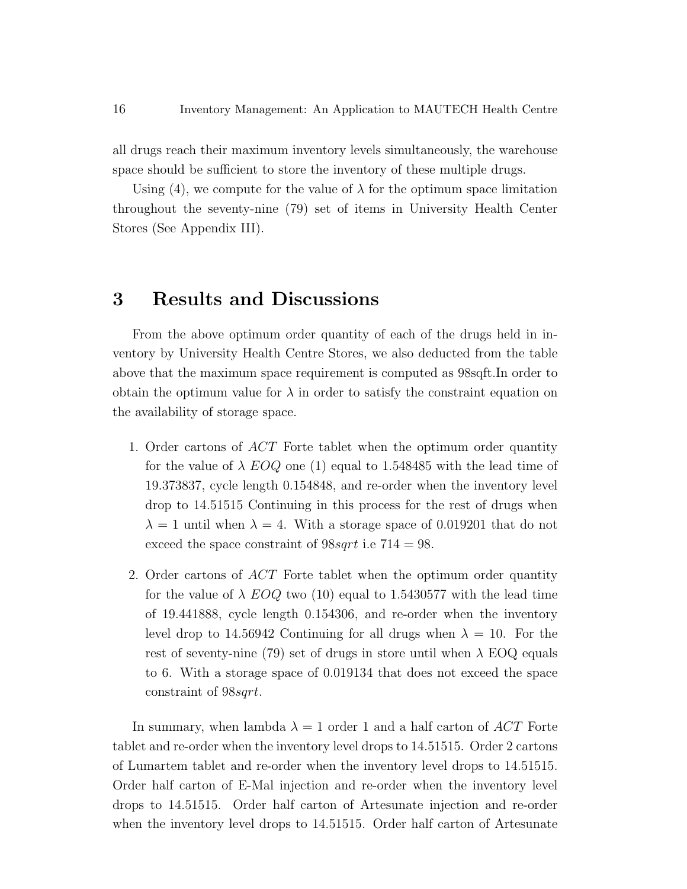all drugs reach their maximum inventory levels simultaneously, the warehouse space should be sufficient to store the inventory of these multiple drugs.

Using (4), we compute for the value of $\lambda$ for the optimum space limitation throughout the seventy-nine (79) set of items in University Health Center Stores (See Appendix III).

# 3 Results and Discussions

From the above optimum order quantity of each of the drugs held in inventory by University Health Centre Stores, we also deducted from the table above that the maximum space requirement is computed as 98sqft.In order to obtain the optimum value for $\lambda$ in order to satisfy the constraint equation on the availability of storage space.

1. Order cartons of *ACT* Forte tablet when the optimum order quantity for the value of $\lambda$ *EOQ* one (1) equal to 1.548485 with the lead time of 19.373837, cycle length 0.154848, and re-order when the inventory level drop to 14.51515 Continuing in this process for the rest of drugs when $\lambda = 1$ until when $\lambda = 4$. With a storage space of 0.019201 that do not exceed the space constraint of $98sqrt$ i.e $714 = 98$.

2. Order cartons of *ACT* Forte tablet when the optimum order quantity for the value of $\lambda$ *EOQ* two (10) equal to 1.5430577 with the lead time of 19.441888, cycle length 0.154306, and re-order when the inventory level drop to 14.56942 Continuing for all drugs when $\lambda = 10$. For the rest of seventy-nine (79) set of drugs in store until when $\lambda$ EOQ equals to 6. With a storage space of 0.019134 that does not exceed the space constraint of $98sqrt$.

In summary, when lambda $\lambda = 1$ order 1 and a half carton of *ACT* Forte tablet and re-order when the inventory level drops to 14.51515. Order 2 cartons of Lumartem tablet and re-order when the inventory level drops to 14.51515. Order half carton of E-Mal injection and re-order when the inventory level drops to 14.51515. Order half carton of Artesunate injection and re-order when the inventory level drops to 14.51515. Order half carton of Artesunate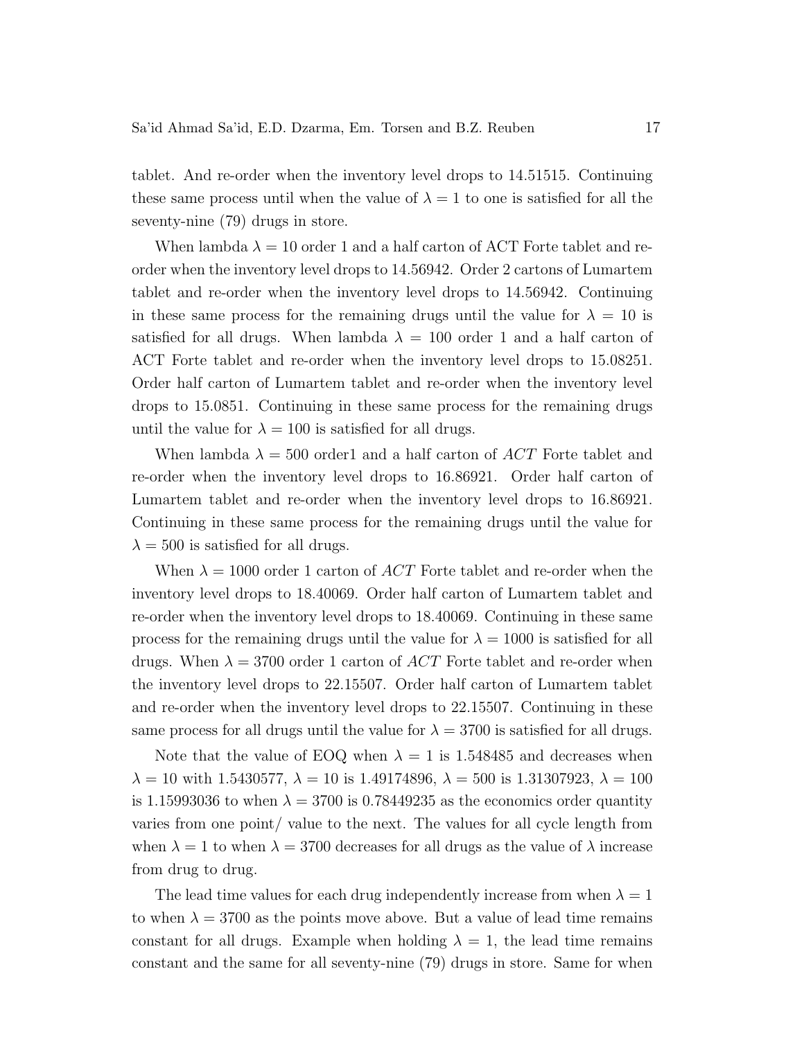tablet. And re-order when the inventory level drops to 14.51515. Continuing these same process until when the value of $\lambda = 1$ to one is satisfied for all the seventy-nine (79) drugs in store.

When lambda $\lambda = 10$ order 1 and a half carton of ACT Forte tablet and re-order when the inventory level drops to 14.56942. Order 2 cartons of Lumartem tablet and re-order when the inventory level drops to 14.56942. Continuing in these same process for the remaining drugs until the value for $\lambda = 10$ is satisfied for all drugs. When lambda $\lambda = 100$ order 1 and a half carton of ACT Forte tablet and re-order when the inventory level drops to 15.08251. Order half carton of Lumartem tablet and re-order when the inventory level drops to 15.0851. Continuing in these same process for the remaining drugs until the value for $\lambda = 100$ is satisfied for all drugs.

When lambda $\lambda = 500$ order1 and a half carton of $ACT$ Forte tablet and re-order when the inventory level drops to 16.86921. Order half carton of Lumartem tablet and re-order when the inventory level drops to 16.86921. Continuing in these same process for the remaining drugs until the value for $\lambda = 500$ is satisfied for all drugs.

When $\lambda = 1000$ order 1 carton of $ACT$ Forte tablet and re-order when the inventory level drops to 18.40069. Order half carton of Lumartem tablet and re-order when the inventory level drops to 18.40069. Continuing in these same process for the remaining drugs until the value for $\lambda = 1000$ is satisfied for all drugs. When $\lambda = 3700$ order 1 carton of $ACT$ Forte tablet and re-order when the inventory level drops to 22.15507. Order half carton of Lumartem tablet and re-order when the inventory level drops to 22.15507. Continuing in these same process for all drugs until the value for $\lambda = 3700$ is satisfied for all drugs.

Note that the value of EOQ when $\lambda = 1$ is 1.548485 and decreases when $\lambda = 10$ with 1.5430577, $\lambda = 10$ is 1.49174896, $\lambda = 500$ is 1.31307923, $\lambda = 100$ is 1.15993036 to when $\lambda = 3700$ is 0.78449235 as the economics order quantity varies from one point/ value to the next. The values for all cycle length from when $\lambda = 1$ to when $\lambda = 3700$ decreases for all drugs as the value of $\lambda$ increase from drug to drug.

The lead time values for each drug independently increase from when $\lambda = 1$ to when $\lambda = 3700$ as the points move above. But a value of lead time remains constant for all drugs. Example when holding $\lambda = 1$, the lead time remains constant and the same for all seventy-nine (79) drugs in store. Same for when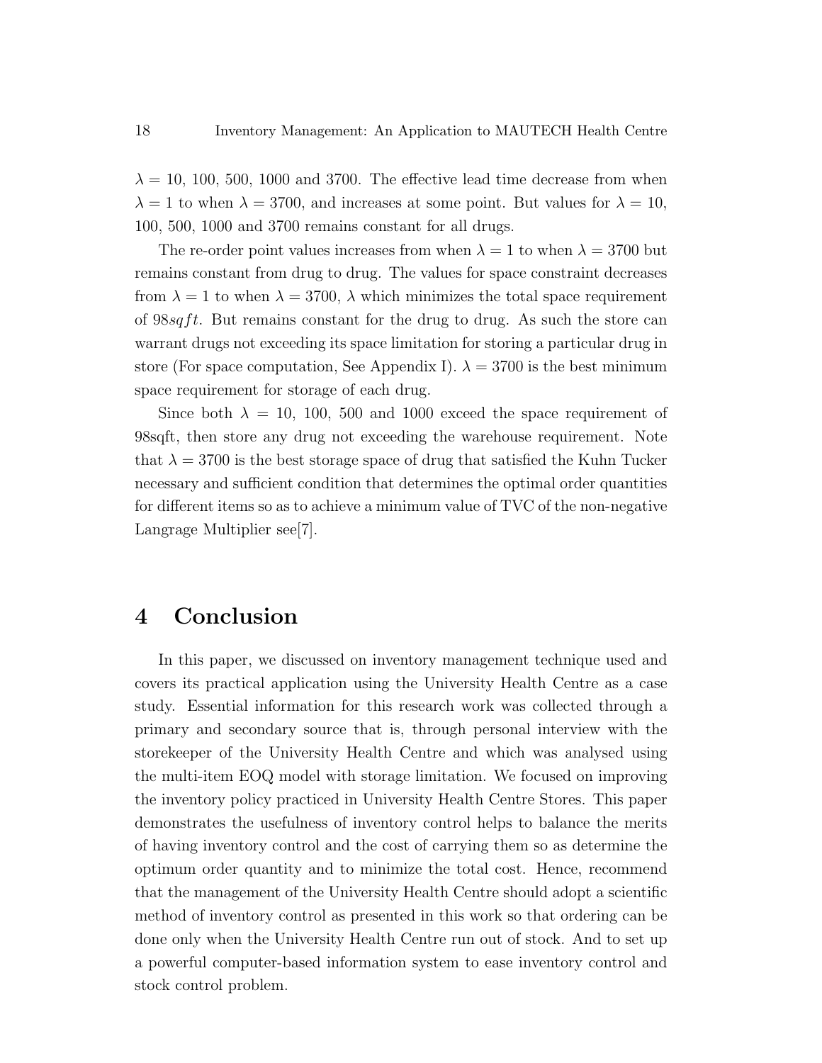$\lambda = 10$, 100, 500, 1000 and 3700. The effective lead time decrease from when $\lambda = 1$ to when $\lambda = 3700$, and increases at some point. But values for $\lambda = 10$, 100, 500, 1000 and 3700 remains constant for all drugs.

The re-order point values increases from when $\lambda = 1$ to when $\lambda = 3700$ but remains constant from drug to drug. The values for space constraint decreases from $\lambda = 1$ to when $\lambda = 3700$, $\lambda$ which minimizes the total space requirement of $98sqft$. But remains constant for the drug to drug. As such the store can warrant drugs not exceeding its space limitation for storing a particular drug in store (For space computation, See Appendix I). $\lambda = 3700$ is the best minimum space requirement for storage of each drug.

Since both $\lambda = 10$, 100, 500 and 1000 exceed the space requirement of 98sqft, then store any drug not exceeding the warehouse requirement. Note that $\lambda = 3700$ is the best storage space of drug that satisfied the Kuhn Tucker necessary and sufficient condition that determines the optimal order quantities for different items so as to achieve a minimum value of TVC of the non-negative Langrage Multiplier see[7].

# 4 Conclusion

In this paper, we discussed on inventory management technique used and covers its practical application using the University Health Centre as a case study. Essential information for this research work was collected through a primary and secondary source that is, through personal interview with the storekeeper of the University Health Centre and which was analysed using the multi-item EOQ model with storage limitation. We focused on improving the inventory policy practiced in University Health Centre Stores. This paper demonstrates the usefulness of inventory control helps to balance the merits of having inventory control and the cost of carrying them so as determine the optimum order quantity and to minimize the total cost. Hence, recommend that the management of the University Health Centre should adopt a scientific method of inventory control as presented in this work so that ordering can be done only when the University Health Centre run out of stock. And to set up a powerful computer-based information system to ease inventory control and stock control problem.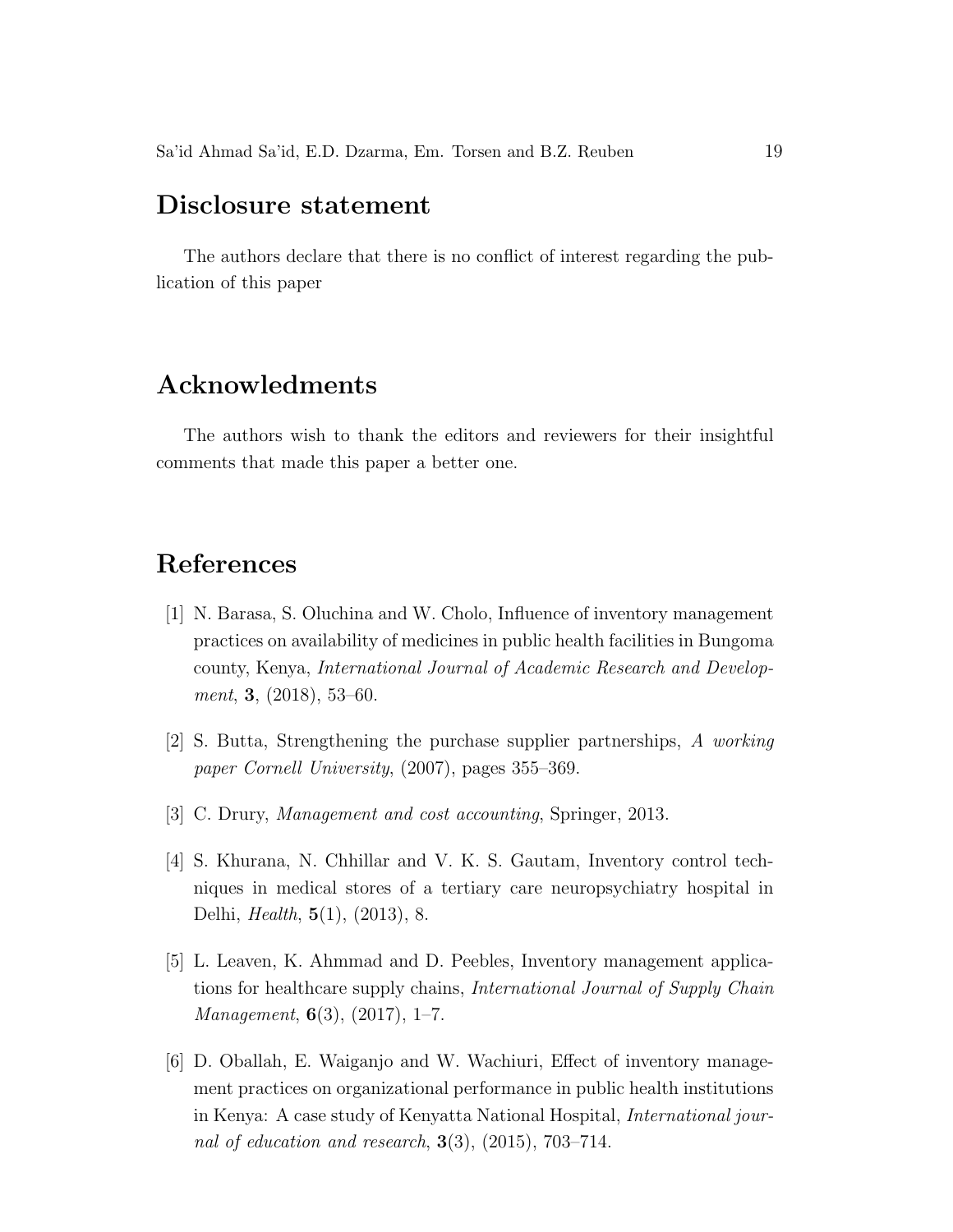## Disclosure statement

The authors declare that there is no conflict of interest regarding the publication of this paper

## Acknowledments

The authors wish to thank the editors and reviewers for their insightful comments that made this paper a better one.

## References

[1] N. Barasa, S. Oluchina and W. Cholo, Influence of inventory management practices on availability of medicines in public health facilities in Bungoma county, Kenya, *International Journal of Academic Research and Development*, **3**, (2018), 53–60.

[2] S. Butta, Strengthening the purchase supplier partnerships, *A working paper Cornell University*, (2007), pages 355–369.

[3] C. Drury, *Management and cost accounting*, Springer, 2013.

[4] S. Khurana, N. Chhillar and V. K. S. Gautam, Inventory control techniques in medical stores of a tertiary care neuropsychiatry hospital in Delhi, *Health*, **5**(1), (2013), 8.

[5] L. Leaven, K. Ahmmad and D. Peebles, Inventory management applications for healthcare supply chains, *International Journal of Supply Chain Management*, **6**(3), (2017), 1–7.

[6] D. Oballah, E. Waiganjo and W. Wachiuri, Effect of inventory management practices on organizational performance in public health institutions in Kenya: A case study of Kenyatta National Hospital, *International journal of education and research*, **3**(3), (2015), 703–714.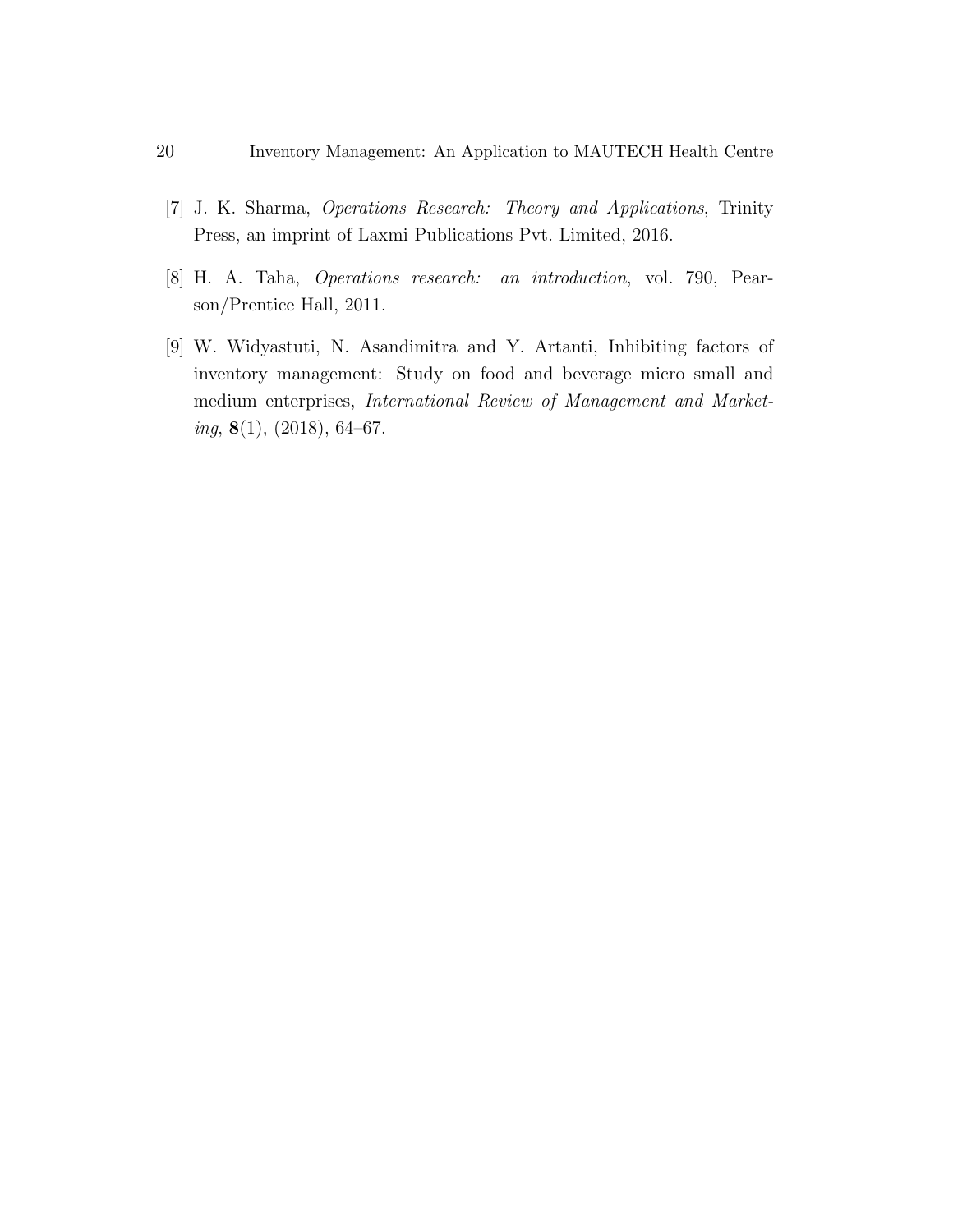[7] J. K. Sharma, *Operations Research: Theory and Applications*, Trinity Press, an imprint of Laxmi Publications Pvt. Limited, 2016.

[8] H. A. Taha, *Operations research: an introduction*, vol. 790, Pearson/Prentice Hall, 2011.

[9] W. Widyastuti, N. Asandimitra and Y. Artanti, Inhibiting factors of inventory management: Study on food and beverage micro small and medium enterprises, *International Review of Management and Marketing*, **8**(1), (2018), 64–67.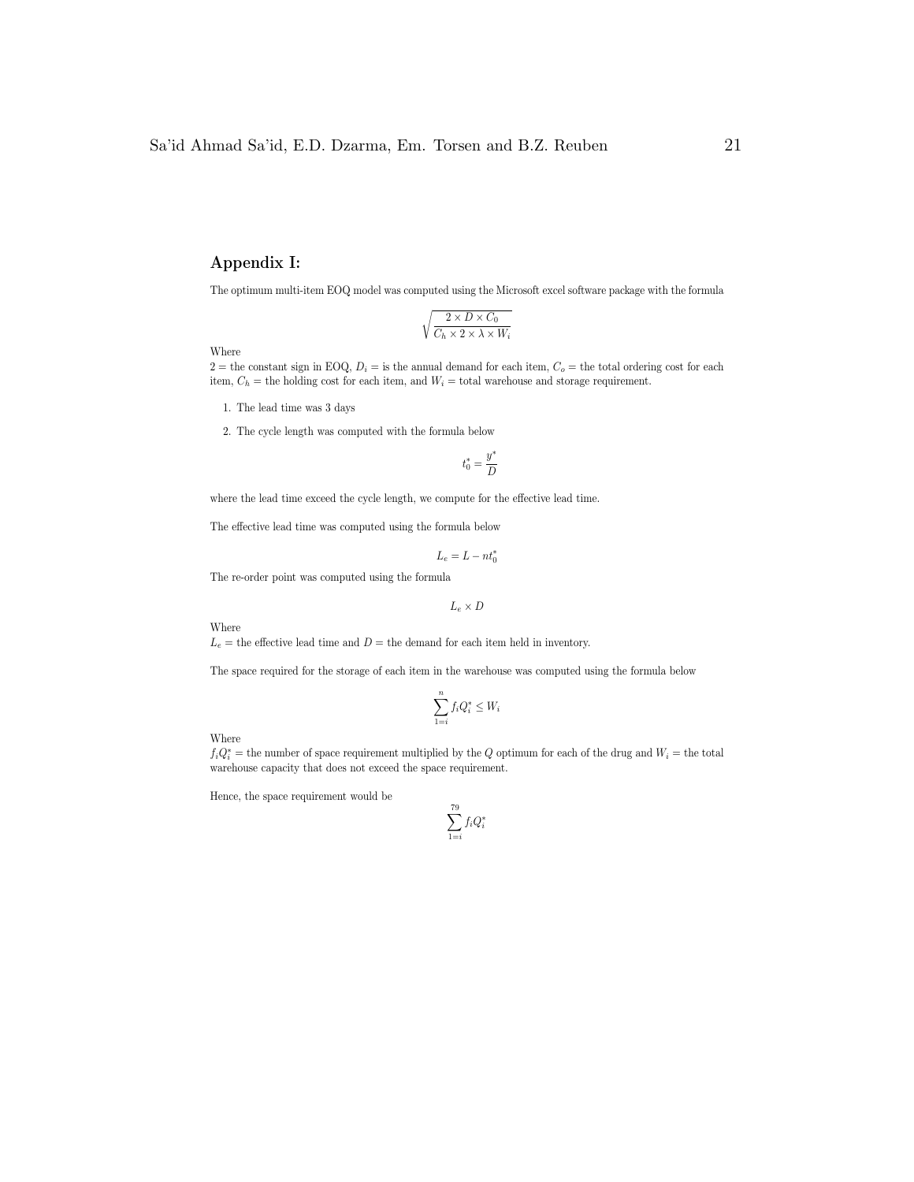## Appendix I:

The optimum multi-item EOQ model was computed using the Microsoft excel software package with the formula

$$\sqrt{\frac{2 \times D \times C_0}{C_h \times 2 \times \lambda \times W_i}}$$

Where

2 = the constant sign in EOQ, $D_i$ = is the annual demand for each item, $C_o$ = the total ordering cost for each item, $C_h$ = the holding cost for each item, and $W_i$ = total warehouse and storage requirement.

1. The lead time was 3 days
2. The cycle length was computed with the formula below

$$t_0^* = \frac{y^*}{D}$$

where the lead time exceed the cycle length, we compute for the effective lead time.

The effective lead time was computed using the formula below

$$L_e = L - nt_0^*$$

The re-order point was computed using the formula

$$L_e \times D$$

Where

$L_e$ = the effective lead time and $D$ = the demand for each item held in inventory.

The space required for the storage of each item in the warehouse was computed using the formula below

$$\sum_{1=i}^{n} f_i Q_i^* \leq W_i$$

Where

$f_i Q_i^*$ = the number of space requirement multiplied by the $Q$ optimum for each of the drug and $W_i$ = the total warehouse capacity that does not exceed the space requirement.

Hence, the space requirement would be

$$\sum_{1=i}^{79} f_i Q_i^*$$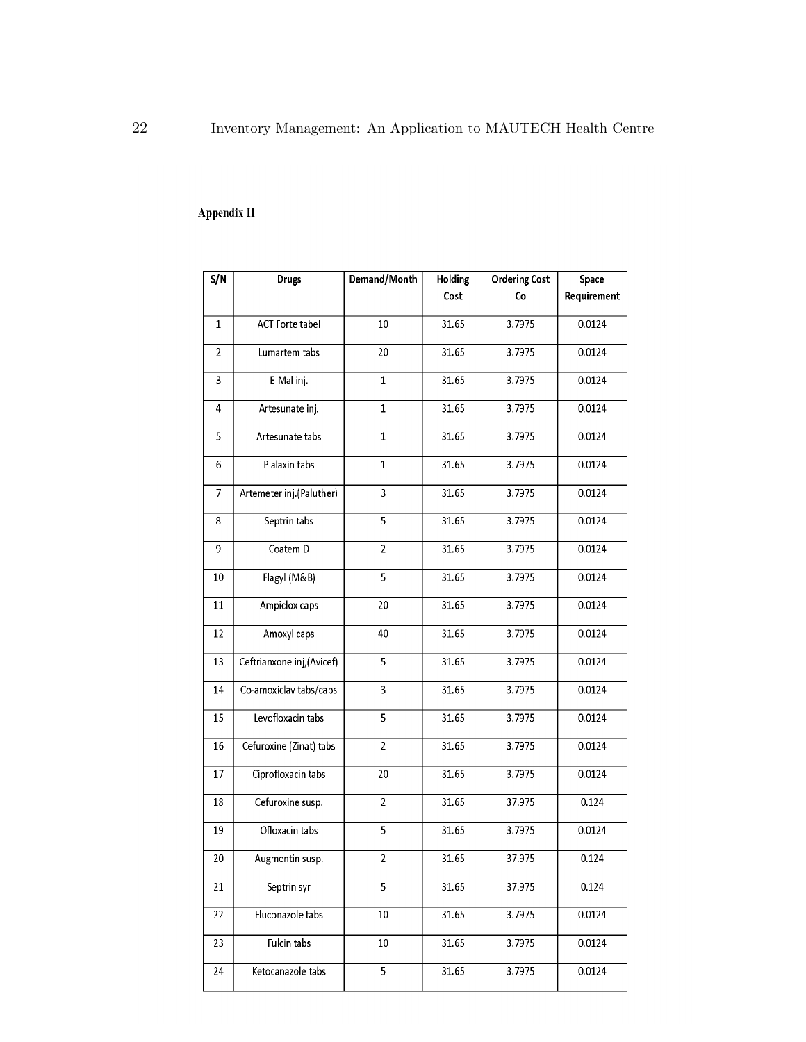## Appendix II

| S/N | Drugs | Demand/Month | Holding Cost | Ordering Cost Co | Space Requirement |
|---|---|---|---|---|---|
| 1 | ACT Forte tabel | 10 | 31.65 | 3.7975 | 0.0124 |
| 2 | Lumartem tabs | 20 | 31.65 | 3.7975 | 0.0124 |
| 3 | E-Mal inj. | 1 | 31.65 | 3.7975 | 0.0124 |
| 4 | Artesunate inj. | 1 | 31.65 | 3.7975 | 0.0124 |
| 5 | Artesunate tabs | 1 | 31.65 | 3.7975 | 0.0124 |
| 6 | P alaxin tabs | 1 | 31.65 | 3.7975 | 0.0124 |
| 7 | Artemeter inj.(Paluther) | 3 | 31.65 | 3.7975 | 0.0124 |
| 8 | Septrin tabs | 5 | 31.65 | 3.7975 | 0.0124 |
| 9 | Coatem D | 2 | 31.65 | 3.7975 | 0.0124 |
| 10 | Flagyl (M&B) | 5 | 31.65 | 3.7975 | 0.0124 |
| 11 | Ampiclox caps | 20 | 31.65 | 3.7975 | 0.0124 |
| 12 | Amoxyl caps | 40 | 31.65 | 3.7975 | 0.0124 |
| 13 | Ceftrianxone inj,(Avicef) | 5 | 31.65 | 3.7975 | 0.0124 |
| 14 | Co-amoxiclav tabs/caps | 3 | 31.65 | 3.7975 | 0.0124 |
| 15 | Levofloxacin tabs | 5 | 31.65 | 3.7975 | 0.0124 |
| 16 | Cefuroxine (Zinat) tabs | 2 | 31.65 | 3.7975 | 0.0124 |
| 17 | Ciprofloxacin tabs | 20 | 31.65 | 3.7975 | 0.0124 |
| 18 | Cefuroxine susp. | 2 | 31.65 | 37.975 | 0.124 |
| 19 | Ofloxacin tabs | 5 | 31.65 | 3.7975 | 0.0124 |
| 20 | Augmentin susp. | 2 | 31.65 | 37.975 | 0.124 |
| 21 | Septrin syr | 5 | 31.65 | 37.975 | 0.124 |
| 22 | Fluconazole tabs | 10 | 31.65 | 3.7975 | 0.0124 |
| 23 | Fulcin tabs | 10 | 31.65 | 3.7975 | 0.0124 |
| 24 | Ketocanazole tabs | 5 | 31.65 | 3.7975 | 0.0124 |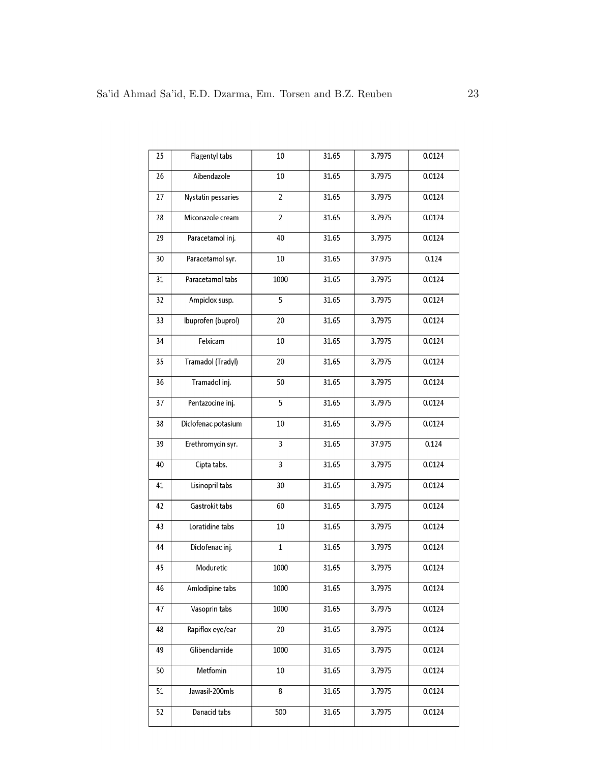| 25 | Flagentyl tabs | 10 | 31.65 | 3.7975 | 0.0124 |
|---|---|---|---|---|---|
| 26 | Aibendazole | 10 | 31.65 | 3.7975 | 0.0124 |
| 27 | Nystatin pessaries | 2 | 31.65 | 3.7975 | 0.0124 |
| 28 | Miconazole cream | 2 | 31.65 | 3.7975 | 0.0124 |
| 29 | Paracetamol inj. | 40 | 31.65 | 3.7975 | 0.0124 |
| 30 | Paracetamol syr. | 10 | 31.65 | 37.975 | 0.124 |
| 31 | Paracetamol tabs | 1000 | 31.65 | 3.7975 | 0.0124 |
| 32 | Ampiclox susp. | 5 | 31.65 | 3.7975 | 0.0124 |
| 33 | Ibuprofen (buprol) | 20 | 31.65 | 3.7975 | 0.0124 |
| 34 | Felxicam | 10 | 31.65 | 3.7975 | 0.0124 |
| 35 | Tramadol (Tradyl) | 20 | 31.65 | 3.7975 | 0.0124 |
| 36 | Tramadol inj. | 50 | 31.65 | 3.7975 | 0.0124 |
| 37 | Pentazocine inj. | 5 | 31.65 | 3.7975 | 0.0124 |
| 38 | Diclofenac potasium | 10 | 31.65 | 3.7975 | 0.0124 |
| 39 | Erethromycin syr. | 3 | 31.65 | 37.975 | 0.124 |
| 40 | Cipta tabs. | 3 | 31.65 | 3.7975 | 0.0124 |
| 41 | Lisinopril tabs | 30 | 31.65 | 3.7975 | 0.0124 |
| 42 | Gastrokit tabs | 60 | 31.65 | 3.7975 | 0.0124 |
| 43 | Loratidine tabs | 10 | 31.65 | 3.7975 | 0.0124 |
| 44 | Diclofenac inj. | 1 | 31.65 | 3.7975 | 0.0124 |
| 45 | Moduretic | 1000 | 31.65 | 3.7975 | 0.0124 |
| 46 | Amlodipine tabs | 1000 | 31.65 | 3.7975 | 0.0124 |
| 47 | Vasoprin tabs | 1000 | 31.65 | 3.7975 | 0.0124 |
| 48 | Rapiflox eye/ear | 20 | 31.65 | 3.7975 | 0.0124 |
| 49 | Glibenclamide | 1000 | 31.65 | 3.7975 | 0.0124 |
| 50 | Metfomin | 10 | 31.65 | 3.7975 | 0.0124 |
| 51 | Jawasil-200mls | 8 | 31.65 | 3.7975 | 0.0124 |
| 52 | Danacid tabs | 500 | 31.65 | 3.7975 | 0.0124 |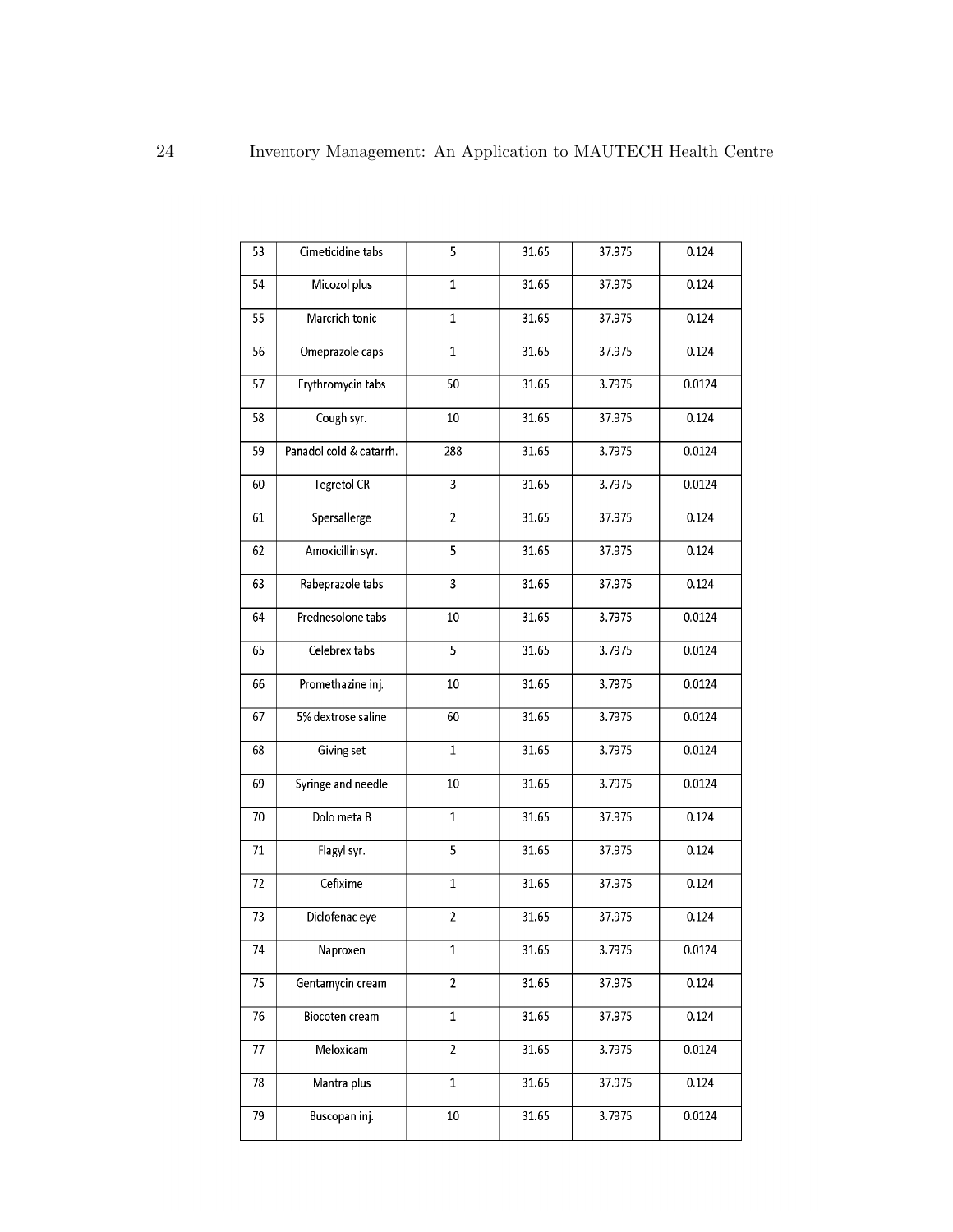| 53 | Cimeticidine tabs | 5 | 31.65 | 37.975 | 0.124 |
|---|---|---|---|---|---|
| 54 | Micozol plus | 1 | 31.65 | 37.975 | 0.124 |
| 55 | Marcrich tonic | 1 | 31.65 | 37.975 | 0.124 |
| 56 | Omeprazole caps | 1 | 31.65 | 37.975 | 0.124 |
| 57 | Erythromycin tabs | 50 | 31.65 | 3.7975 | 0.0124 |
| 58 | Cough syr. | 10 | 31.65 | 37.975 | 0.124 |
| 59 | Panadol cold & catarrh. | 288 | 31.65 | 3.7975 | 0.0124 |
| 60 | Tegretol CR | 3 | 31.65 | 3.7975 | 0.0124 |
| 61 | Spersallerge | 2 | 31.65 | 37.975 | 0.124 |
| 62 | Amoxicillin syr. | 5 | 31.65 | 37.975 | 0.124 |
| 63 | Rabeprazole tabs | 3 | 31.65 | 37.975 | 0.124 |
| 64 | Prednesolone tabs | 10 | 31.65 | 3.7975 | 0.0124 |
| 65 | Celebrex tabs | 5 | 31.65 | 3.7975 | 0.0124 |
| 66 | Promethazine inj. | 10 | 31.65 | 3.7975 | 0.0124 |
| 67 | 5% dextrose saline | 60 | 31.65 | 3.7975 | 0.0124 |
| 68 | Giving set | 1 | 31.65 | 3.7975 | 0.0124 |
| 69 | Syringe and needle | 10 | 31.65 | 3.7975 | 0.0124 |
| 70 | Dolo meta B | 1 | 31.65 | 37.975 | 0.124 |
| 71 | Flagyl syr. | 5 | 31.65 | 37.975 | 0.124 |
| 72 | Cefixime | 1 | 31.65 | 37.975 | 0.124 |
| 73 | Diclofenac eye | 2 | 31.65 | 37.975 | 0.124 |
| 74 | Naproxen | 1 | 31.65 | 3.7975 | 0.0124 |
| 75 | Gentamycin cream | 2 | 31.65 | 37.975 | 0.124 |
| 76 | Biocoten cream | 1 | 31.65 | 37.975 | 0.124 |
| 77 | Meloxicam | 2 | 31.65 | 3.7975 | 0.0124 |
| 78 | Mantra plus | 1 | 31.65 | 37.975 | 0.124 |
| 79 | Buscopan inj. | 10 | 31.65 | 3.7975 | 0.0124 |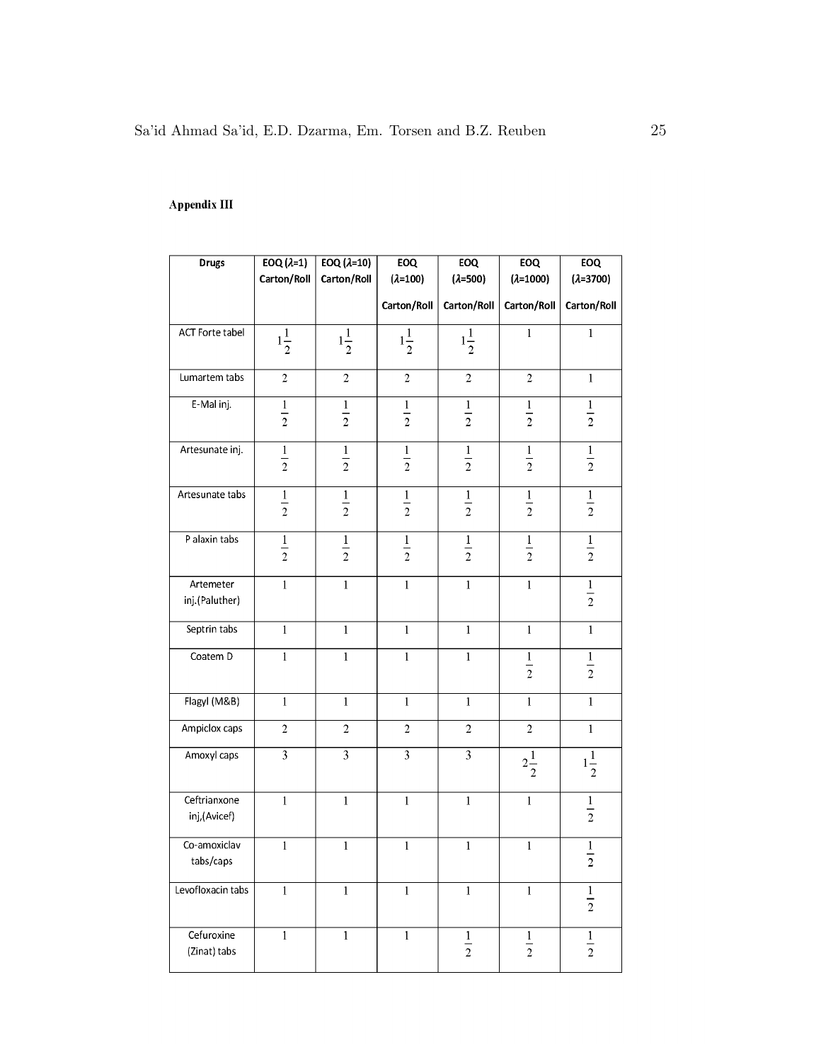**Appendix III**

| Drugs | EOQ ($\lambda$=1) Carton/Roll | EOQ ($\lambda$=10) Carton/Roll | EOQ ($\lambda$=100) Carton/Roll | EOQ ($\lambda$=500) Carton/Roll | EOQ ($\lambda$=1000) Carton/Roll | EOQ ($\lambda$=3700) Carton/Roll |
|---|---|---|---|---|---|---|
| ACT Forte tabel | $1\frac{1}{2}$ | $1\frac{1}{2}$ | $1\frac{1}{2}$ | $1\frac{1}{2}$ | 1 | 1 |
| Lumartem tabs | 2 | 2 | 2 | 2 | 2 | 1 |
| E-Mal inj. | $\frac{1}{2}$ | $\frac{1}{2}$ | $\frac{1}{2}$ | $\frac{1}{2}$ | $\frac{1}{2}$ | $\frac{1}{2}$ |
| Artesunate inj. | $\frac{1}{2}$ | $\frac{1}{2}$ | $\frac{1}{2}$ | $\frac{1}{2}$ | $\frac{1}{2}$ | $\frac{1}{2}$ |
| Artesunate tabs | $\frac{1}{2}$ | $\frac{1}{2}$ | $\frac{1}{2}$ | $\frac{1}{2}$ | $\frac{1}{2}$ | $\frac{1}{2}$ |
| P alaxin tabs | $\frac{1}{2}$ | $\frac{1}{2}$ | $\frac{1}{2}$ | $\frac{1}{2}$ | $\frac{1}{2}$ | $\frac{1}{2}$ |
| Artemeter inj.(Paluther) | 1 | 1 | 1 | 1 | 1 | $\frac{1}{2}$ |
| Septrin tabs | 1 | 1 | 1 | 1 | 1 | 1 |
| Coatem D | 1 | 1 | 1 | 1 | $\frac{1}{2}$ | $\frac{1}{2}$ |
| Flagyl (M&B) | 1 | 1 | 1 | 1 | 1 | 1 |
| Ampiclox caps | 2 | 2 | 2 | 2 | 2 | 1 |
| Amoxyl caps | 3 | 3 | 3 | 3 | $2\frac{1}{2}$ | $1\frac{1}{2}$ |
| Ceftrianxone inj,(Avicef) | 1 | 1 | 1 | 1 | 1 | $\frac{1}{2}$ |
| Co-amoxiclav tabs/caps | 1 | 1 | 1 | 1 | 1 | $\frac{1}{2}$ |
| Levofloxacin tabs | 1 | 1 | 1 | 1 | 1 | $\frac{1}{2}$ |
| Cefuroxine (Zinat) tabs | 1 | 1 | 1 | $\frac{1}{2}$ | $\frac{1}{2}$ | $\frac{1}{2}$ |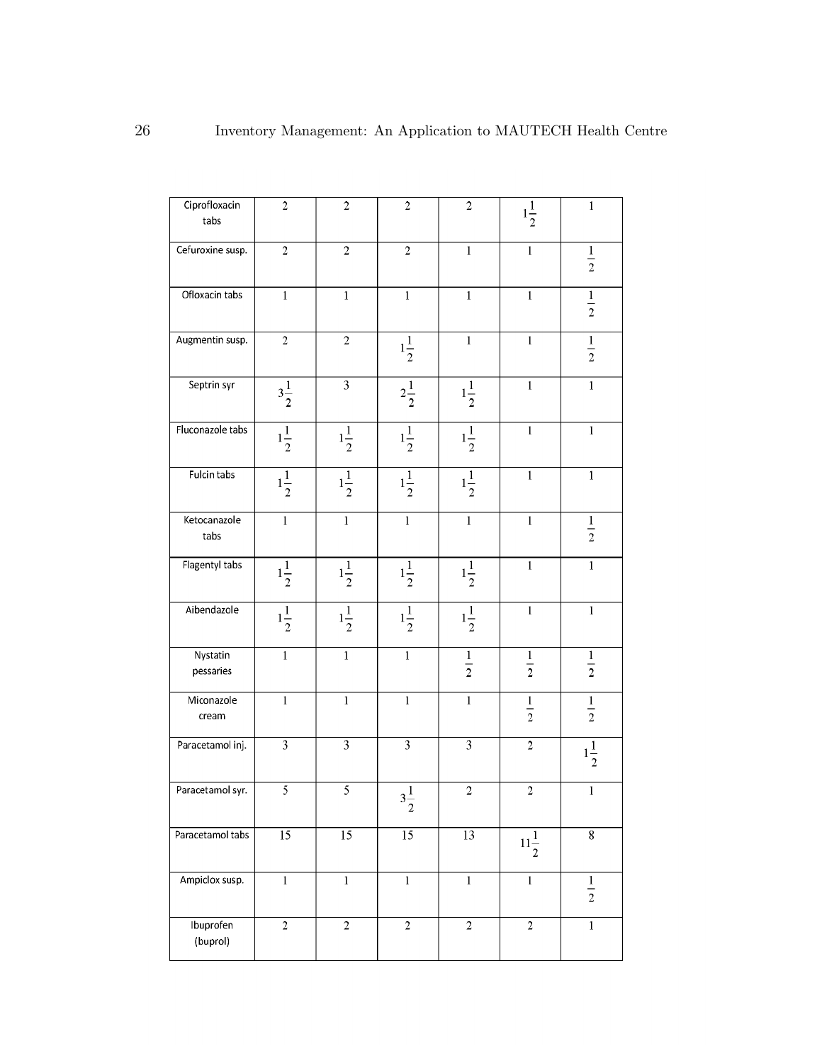| Ciprofloxacin tabs | 2 | 2 | 2 | 2 | $1\frac{1}{2}$ | 1 |
|---|---|---|---|---|---|---|
| Cefuroxine susp. | 2 | 2 | 2 | 1 | 1 | $\frac{1}{2}$ |
| Ofloxacin tabs | 1 | 1 | 1 | 1 | 1 | $\frac{1}{2}$ |
| Augmentin susp. | 2 | 2 | $1\frac{1}{2}$ | 1 | 1 | $\frac{1}{2}$ |
| Septrin syr | $3\frac{1}{2}$ | 3 | $2\frac{1}{2}$ | $1\frac{1}{2}$ | 1 | 1 |
| Fluconazole tabs | $1\frac{1}{2}$ | $1\frac{1}{2}$ | $1\frac{1}{2}$ | $1\frac{1}{2}$ | 1 | 1 |
| Fulcin tabs | $1\frac{1}{2}$ | $1\frac{1}{2}$ | $1\frac{1}{2}$ | $1\frac{1}{2}$ | 1 | 1 |
| Ketocanazole tabs | 1 | 1 | 1 | 1 | 1 | $\frac{1}{2}$ |
| Flagentyl tabs | $1\frac{1}{2}$ | $1\frac{1}{2}$ | $1\frac{1}{2}$ | $1\frac{1}{2}$ | 1 | 1 |
| Aibendazole | $1\frac{1}{2}$ | $1\frac{1}{2}$ | $1\frac{1}{2}$ | $1\frac{1}{2}$ | 1 | 1 |
| Nystatin pessaries | 1 | 1 | 1 | $\frac{1}{2}$ | $\frac{1}{2}$ | $\frac{1}{2}$ |
| Miconazole cream | 1 | 1 | 1 | 1 | $\frac{1}{2}$ | $\frac{1}{2}$ |
| Paracetamol inj. | 3 | 3 | 3 | 3 | 2 | $1\frac{1}{2}$ |
| Paracetamol syr. | 5 | 5 | $3\frac{1}{2}$ | 2 | 2 | 1 |
| Paracetamol tabs | 15 | 15 | 15 | 13 | $11\frac{1}{2}$ | 8 |
| Ampiclox susp. | 1 | 1 | 1 | 1 | 1 | $\frac{1}{2}$ |
| Ibuprofen (buprol) | 2 | 2 | 2 | 2 | 2 | 1 |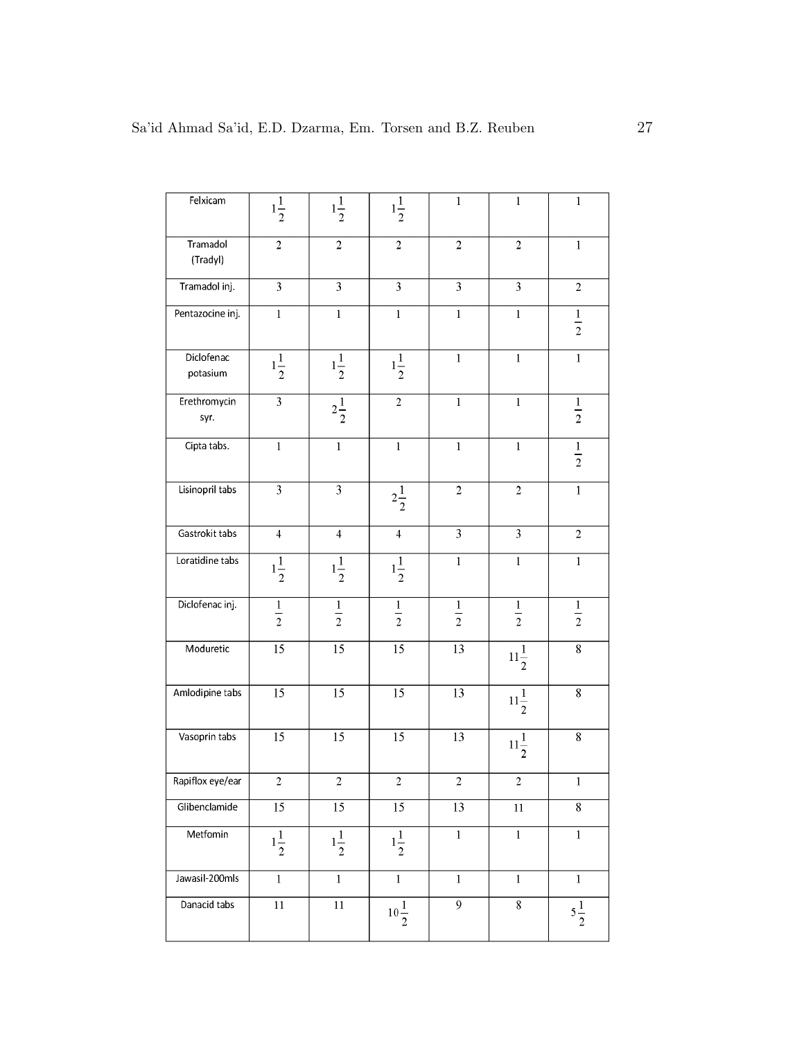| Felxicam | $1\frac{1}{2}$ | $1\frac{1}{2}$ | $1\frac{1}{2}$ | 1 | 1 | 1 |
|---|---|---|---|---|---|---|
| Tramadol (Tradyl) | 2 | 2 | 2 | 2 | 2 | 1 |
| Tramadol inj. | 3 | 3 | 3 | 3 | 3 | 2 |
| Pentazocine inj. | 1 | 1 | 1 | 1 | 1 | $\frac{1}{2}$ |
| Diclofenac potasium | $1\frac{1}{2}$ | $1\frac{1}{2}$ | $1\frac{1}{2}$ | 1 | 1 | 1 |
| Erethromycin syr. | 3 | $2\frac{1}{2}$ | 2 | 1 | 1 | $\frac{1}{2}$ |
| Cipta tabs. | 1 | 1 | 1 | 1 | 1 | $\frac{1}{2}$ |
| Lisinopril tabs | 3 | 3 | $2\frac{1}{2}$ | 2 | 2 | 1 |
| Gastrokit tabs | 4 | 4 | 4 | 3 | 3 | 2 |
| Loratidine tabs | $1\frac{1}{2}$ | $1\frac{1}{2}$ | $1\frac{1}{2}$ | 1 | 1 | 1 |
| Diclofenac inj. | $\frac{1}{2}$ | $\frac{1}{2}$ | $\frac{1}{2}$ | $\frac{1}{2}$ | $\frac{1}{2}$ | $\frac{1}{2}$ |
| Moduretic | 15 | 15 | 15 | 13 | $11\frac{1}{2}$ | 8 |
| Amlodipine tabs | 15 | 15 | 15 | 13 | $11\frac{1}{2}$ | 8 |
| Vasoprin tabs | 15 | 15 | 15 | 13 | $11\frac{1}{2}$ | 8 |
| Rapiflox eye/ear | 2 | 2 | 2 | 2 | 2 | 1 |
| Glibenclamide | 15 | 15 | 15 | 13 | 11 | 8 |
| Metfomin | $1\frac{1}{2}$ | $1\frac{1}{2}$ | $1\frac{1}{2}$ | 1 | 1 | 1 |
| Jawasil-200mls | 1 | 1 | 1 | 1 | 1 | 1 |
| Danacid tabs | 11 | 11 | $10\frac{1}{2}$ | 9 | 8 | $5\frac{1}{2}$ |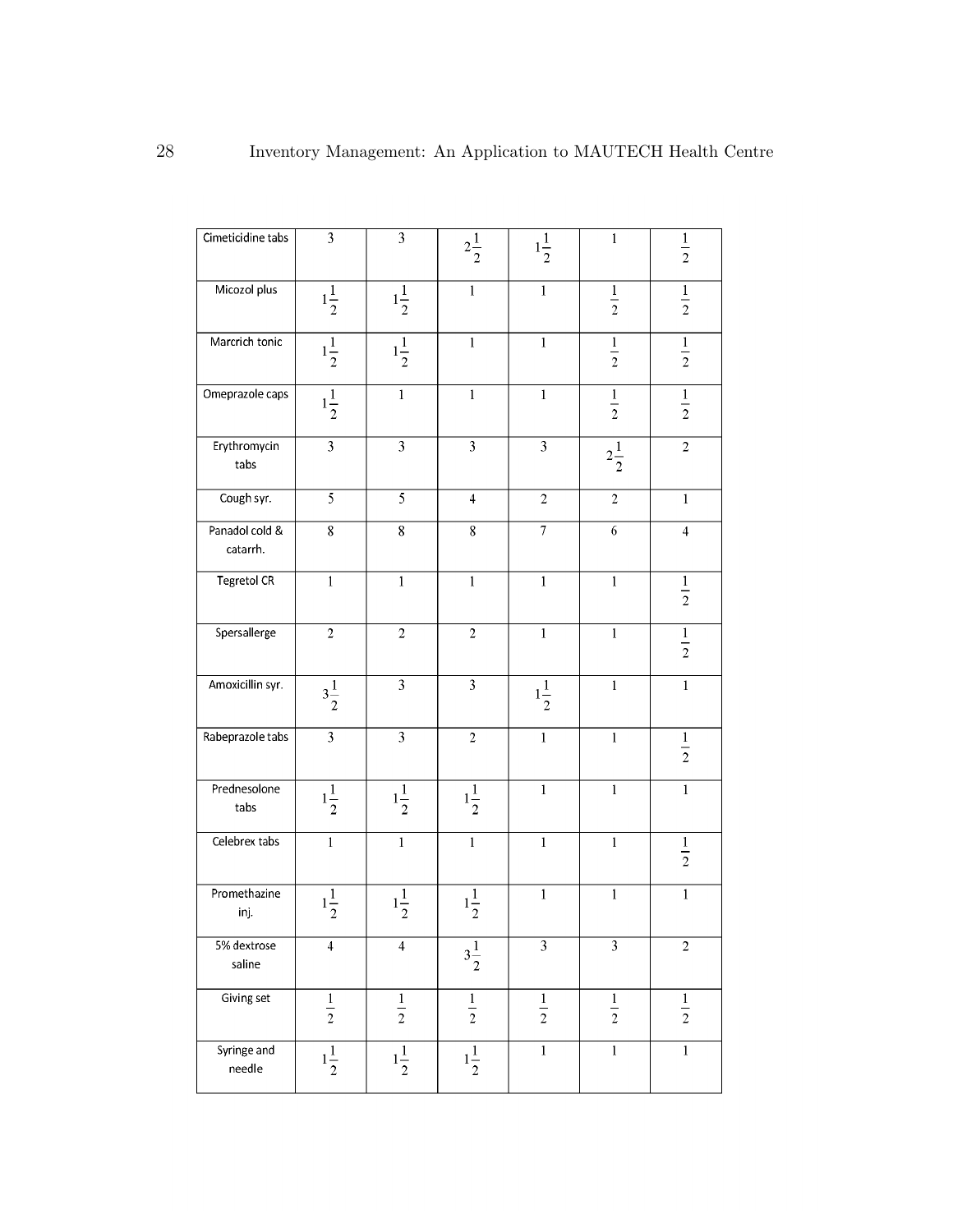| Cimeticidine tabs | 3 | 3 | $2\frac{1}{2}$ | $1\frac{1}{2}$ | 1 | $\frac{1}{2}$ |
|---|---|---|---|---|---|---|
| Micozol plus | $1\frac{1}{2}$ | $1\frac{1}{2}$ | 1 | 1 | $\frac{1}{2}$ | $\frac{1}{2}$ |
| Marcrich tonic | $1\frac{1}{2}$ | $1\frac{1}{2}$ | 1 | 1 | $\frac{1}{2}$ | $\frac{1}{2}$ |
| Omeprazole caps | $1\frac{1}{2}$ | 1 | 1 | 1 | $\frac{1}{2}$ | $\frac{1}{2}$ |
| Erythromycin tabs | 3 | 3 | 3 | 3 | $2\frac{1}{2}$ | 2 |
| Cough syr. | 5 | 5 | 4 | 2 | 2 | 1 |
| Panadol cold & catarrh. | 8 | 8 | 8 | 7 | 6 | 4 |
| Tegretol CR | 1 | 1 | 1 | 1 | 1 | $\frac{1}{2}$ |
| Spersallerge | 2 | 2 | 2 | 1 | 1 | $\frac{1}{2}$ |
| Amoxicillin syr. | $3\frac{1}{2}$ | 3 | 3 | $1\frac{1}{2}$ | 1 | 1 |
| Rabeprazole tabs | 3 | 3 | 2 | 1 | 1 | $\frac{1}{2}$ |
| Prednesolone tabs | $1\frac{1}{2}$ | $1\frac{1}{2}$ | $1\frac{1}{2}$ | 1 | 1 | 1 |
| Celebrex tabs | 1 | 1 | 1 | 1 | 1 | $\frac{1}{2}$ |
| Promethazine inj. | $1\frac{1}{2}$ | $1\frac{1}{2}$ | $1\frac{1}{2}$ | 1 | 1 | 1 |
| 5% dextrose saline | 4 | 4 | $3\frac{1}{2}$ | 3 | 3 | 2 |
| Giving set | $\frac{1}{2}$ | $\frac{1}{2}$ | $\frac{1}{2}$ | $\frac{1}{2}$ | $\frac{1}{2}$ | $\frac{1}{2}$ |
| Syringe and needle | $1\frac{1}{2}$ | $1\frac{1}{2}$ | $1\frac{1}{2}$ | 1 | 1 | 1 |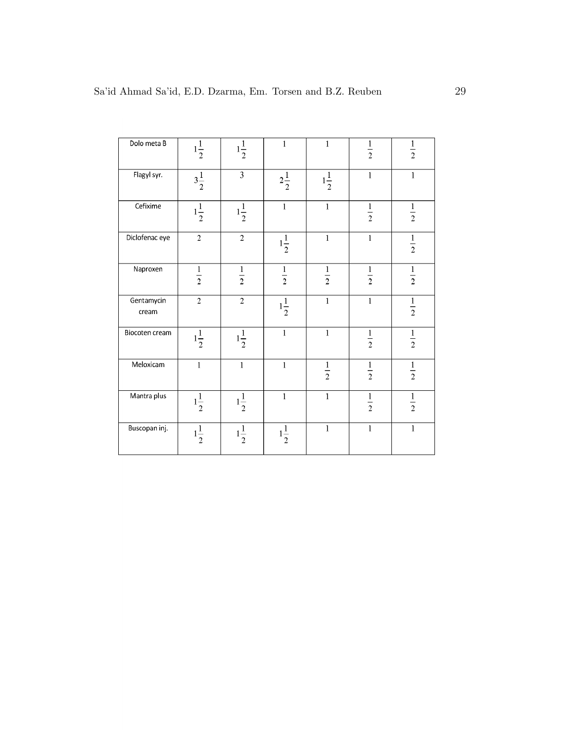| | | | | | | |
|---|---|---|---|---|---|---|
| Dolo meta B | $1\frac{1}{2}$ | $1\frac{1}{2}$ | 1 | 1 | $\frac{1}{2}$ | $\frac{1}{2}$ |
| Flagyl syr. | $3\frac{1}{2}$ | 3 | $2\frac{1}{2}$ | $1\frac{1}{2}$ | 1 | 1 |
| Cefixime | $1\frac{1}{2}$ | $1\frac{1}{2}$ | 1 | 1 | $\frac{1}{2}$ | $\frac{1}{2}$ |
| Diclofenac eye | 2 | 2 | $1\frac{1}{2}$ | 1 | 1 | $\frac{1}{2}$ |
| Naproxen | $\frac{1}{2}$ | $\frac{1}{2}$ | $\frac{1}{2}$ | $\frac{1}{2}$ | $\frac{1}{2}$ | $\frac{1}{2}$ |
| Gentamycin cream | 2 | 2 | $1\frac{1}{2}$ | 1 | 1 | $\frac{1}{2}$ |
| Biocoten cream | $1\frac{1}{2}$ | $1\frac{1}{2}$ | 1 | 1 | $\frac{1}{2}$ | $\frac{1}{2}$ |
| Meloxicam | 1 | 1 | 1 | $\frac{1}{2}$ | $\frac{1}{2}$ | $\frac{1}{2}$ |
| Mantra plus | $1\frac{1}{2}$ | $1\frac{1}{2}$ | 1 | 1 | $\frac{1}{2}$ | $\frac{1}{2}$ |
| Buscopan inj. | $1\frac{1}{2}$ | $1\frac{1}{2}$ | $1\frac{1}{2}$ | 1 | 1 | 1 |